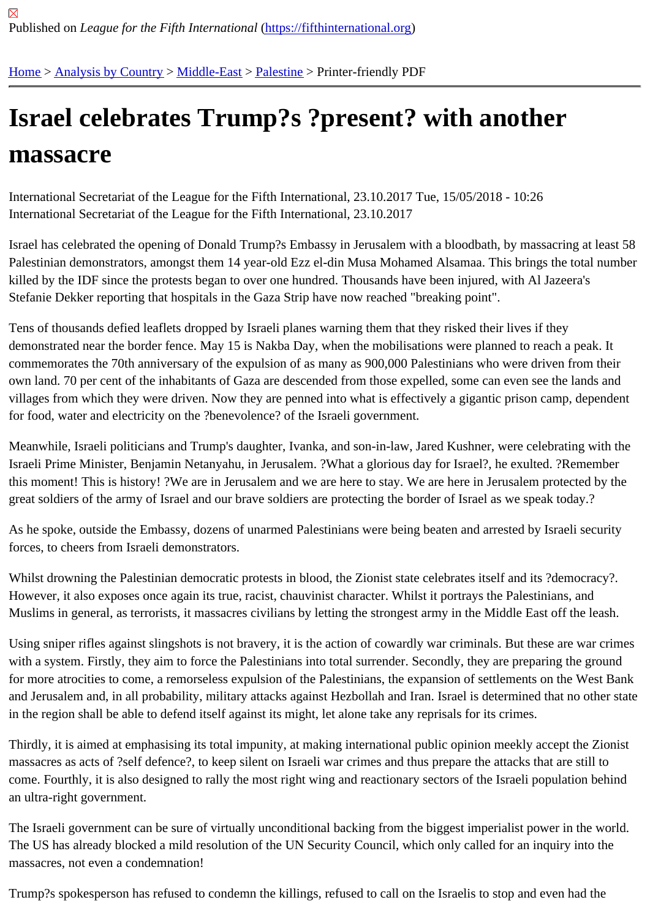Published on *League for the Fifth International* (https://fifthinternational.org)

Home > Analysis by Country > Middle-East > Palestine > Printer-friendly PDF

# Israel celebrates Trump?s ?present? with another massacre

International Secretariat of the League for the Fifth International, 23.10.2017 Tue, 15/05/2018 - 10:26
International Secretariat of the League for the Fifth International, 23.10.2017

Israel has celebrated the opening of Donald Trump?s Embassy in Jerusalem with a bloodbath, by massacring at least 58 Palestinian demonstrators, amongst them 14 year-old Ezz el-din Musa Mohamed Alsamaa. This brings the total number killed by the IDF since the protests began to over one hundred. Thousands have been injured, with Al Jazeera's Stefanie Dekker reporting that hospitals in the Gaza Strip have now reached "breaking point".

Tens of thousands defied leaflets dropped by Israeli planes warning them that they risked their lives if they demonstrated near the border fence. May 15 is Nakba Day, when the mobilisations were planned to reach a peak. It commemorates the 70th anniversary of the expulsion of as many as 900,000 Palestinians who were driven from their own land. 70 per cent of the inhabitants of Gaza are descended from those expelled, some can even see the lands and villages from which they were driven. Now they are penned into what is effectively a gigantic prison camp, dependent for food, water and electricity on the ?benevolence? of the Israeli government.

Meanwhile, Israeli politicians and Trump's daughter, Ivanka, and son-in-law, Jared Kushner, were celebrating with the Israeli Prime Minister, Benjamin Netanyahu, in Jerusalem. ?What a glorious day for Israel?, he exulted. ?Remember this moment! This is history! ?We are in Jerusalem and we are here to stay. We are here in Jerusalem protected by the great soldiers of the army of Israel and our brave soldiers are protecting the border of Israel as we speak today.?

As he spoke, outside the Embassy, dozens of unarmed Palestinians were being beaten and arrested by Israeli security forces, to cheers from Israeli demonstrators.

Whilst drowning the Palestinian democratic protests in blood, the Zionist state celebrates itself and its ?democracy?. However, it also exposes once again its true, racist, chauvinist character. Whilst it portrays the Palestinians, and Muslims in general, as terrorists, it massacres civilians by letting the strongest army in the Middle East off the leash.

Using sniper rifles against slingshots is not bravery, it is the action of cowardly war criminals. But these are war crimes with a system. Firstly, they aim to force the Palestinians into total surrender. Secondly, they are preparing the ground for more atrocities to come, a remorseless expulsion of the Palestinians, the expansion of settlements on the West Bank and Jerusalem and, in all probability, military attacks against Hezbollah and Iran. Israel is determined that no other state in the region shall be able to defend itself against its might, let alone take any reprisals for its crimes.

Thirdly, it is aimed at emphasising its total impunity, at making international public opinion meekly accept the Zionist massacres as acts of ?self defence?, to keep silent on Israeli war crimes and thus prepare the attacks that are still to come. Fourthly, it is also designed to rally the most right wing and reactionary sectors of the Israeli population behind an ultra-right government.

The Israeli government can be sure of virtually unconditional backing from the biggest imperialist power in the world. The US has already blocked a mild resolution of the UN Security Council, which only called for an inquiry into the massacres, not even a condemnation!

Trump?s spokesperson has refused to condemn the killings, refused to call on the Israelis to stop and even had the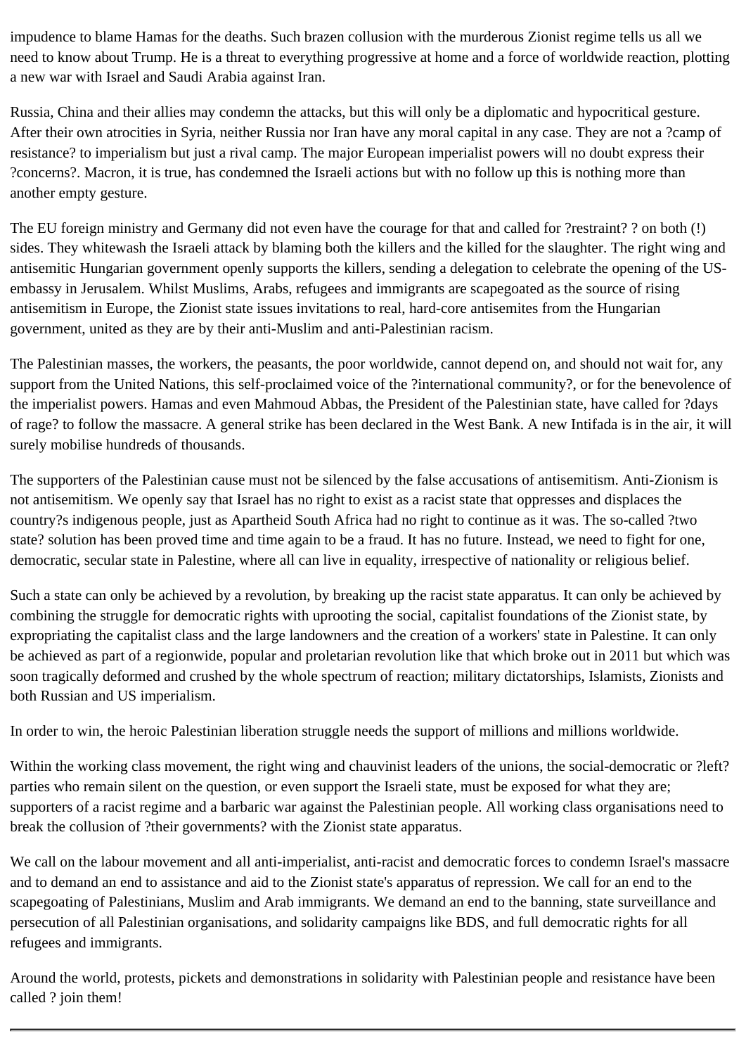impudence to blame Hamas for the deaths. Such brazen collusion with the murderous Zionist regime tells us all we need to know about Trump. He is a threat to everything progressive at home and a force of worldwide reaction, plotting a new war with Israel and Saudi Arabia against Iran.

Russia, China and their allies may condemn the attacks, but this will only be a diplomatic and hypocritical gesture. After their own atrocities in Syria, neither Russia nor Iran have any moral capital in any case. They are not a ?camp of resistance? to imperialism but just a rival camp. The major European imperialist powers will no doubt express their ?concerns?. Macron, it is true, has condemned the Israeli actions but with no follow up this is nothing more than another empty gesture.

The EU foreign ministry and Germany did not even have the courage for that and called for ?restraint? ? on both (!) sides. They whitewash the Israeli attack by blaming both the killers and the killed for the slaughter. The right wing and antisemitic Hungarian government openly supports the killers, sending a delegation to celebrate the opening of the US-embassy in Jerusalem. Whilst Muslims, Arabs, refugees and immigrants are scapegoated as the source of rising antisemitism in Europe, the Zionist state issues invitations to real, hard-core antisemites from the Hungarian government, united as they are by their anti-Muslim and anti-Palestinian racism.

The Palestinian masses, the workers, the peasants, the poor worldwide, cannot depend on, and should not wait for, any support from the United Nations, this self-proclaimed voice of the ?international community?, or for the benevolence of the imperialist powers. Hamas and even Mahmoud Abbas, the President of the Palestinian state, have called for ?days of rage? to follow the massacre. A general strike has been declared in the West Bank. A new Intifada is in the air, it will surely mobilise hundreds of thousands.

The supporters of the Palestinian cause must not be silenced by the false accusations of antisemitism. Anti-Zionism is not antisemitism. We openly say that Israel has no right to exist as a racist state that oppresses and displaces the country?s indigenous people, just as Apartheid South Africa had no right to continue as it was. The so-called ?two state? solution has been proved time and time again to be a fraud. It has no future. Instead, we need to fight for one, democratic, secular state in Palestine, where all can live in equality, irrespective of nationality or religious belief.

Such a state can only be achieved by a revolution, by breaking up the racist state apparatus. It can only be achieved by combining the struggle for democratic rights with uprooting the social, capitalist foundations of the Zionist state, by expropriating the capitalist class and the large landowners and the creation of a workers' state in Palestine. It can only be achieved as part of a regionwide, popular and proletarian revolution like that which broke out in 2011 but which was soon tragically deformed and crushed by the whole spectrum of reaction; military dictatorships, Islamists, Zionists and both Russian and US imperialism.

In order to win, the heroic Palestinian liberation struggle needs the support of millions and millions worldwide.

Within the working class movement, the right wing and chauvinist leaders of the unions, the social-democratic or ?left? parties who remain silent on the question, or even support the Israeli state, must be exposed for what they are; supporters of a racist regime and a barbaric war against the Palestinian people. All working class organisations need to break the collusion of ?their governments? with the Zionist state apparatus.

We call on the labour movement and all anti-imperialist, anti-racist and democratic forces to condemn Israel's massacre and to demand an end to assistance and aid to the Zionist state's apparatus of repression. We call for an end to the scapegoating of Palestinians, Muslim and Arab immigrants. We demand an end to the banning, state surveillance and persecution of all Palestinian organisations, and solidarity campaigns like BDS, and full democratic rights for all refugees and immigrants.

Around the world, protests, pickets and demonstrations in solidarity with Palestinian people and resistance have been called ? join them!

---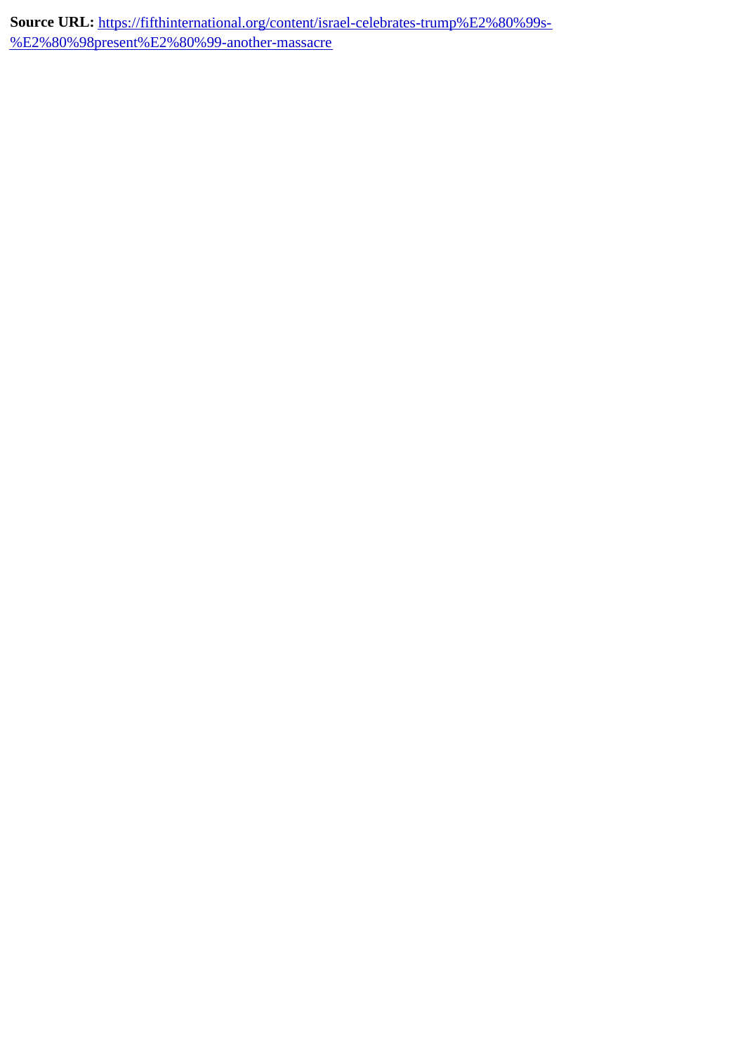**Source URL:** https://fifthinternational.org/content/israel-celebrates-trump%E2%80%99s-%E2%80%98present%E2%80%99-another-massacre